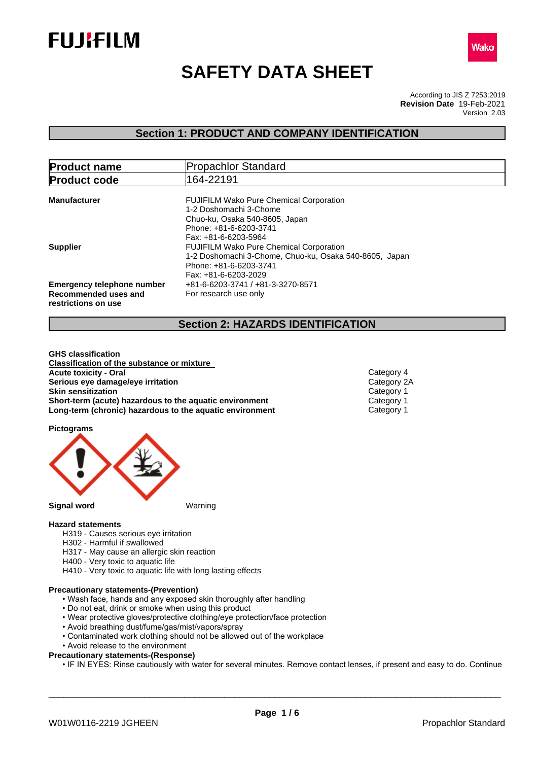# SAFETY DATA SHEET

According to JIS Z 7253:2019
**Revision Date** 19-Feb-2021
Version 2.03

## Section 1: PRODUCT AND COMPANY IDENTIFICATION

| **Product name** | Propachlor Standard |
|---|---|
| **Product code** | 164-22191 |

**Manufacturer**
FUJIFILM Wako Pure Chemical Corporation
1-2 Doshomachi 3-Chome
Chuo-ku, Osaka 540-8605, Japan
Phone: +81-6-6203-3741
Fax: +81-6-6203-5964

**Supplier**
FUJIFILM Wako Pure Chemical Corporation
1-2 Doshomachi 3-Chome, Chuo-ku, Osaka 540-8605, Japan
Phone: +81-6-6203-3741
Fax: +81-6-6203-2029

**Emergency telephone number** +81-6-6203-3741 / +81-3-3270-8571

**Recommended uses and restrictions on use** For research use only

## Section 2: HAZARDS IDENTIFICATION

**GHS classification**

**Classification of the substance or mixture**

| | |
|---|---|
| **Acute toxicity - Oral** | Category 4 |
| **Serious eye damage/eye irritation** | Category 2A |
| **Skin sensitization** | Category 1 |
| **Short-term (acute) hazardous to the aquatic environment** | Category 1 |
| **Long-term (chronic) hazardous to the aquatic environment** | Category 1 |

**Pictograms**

**Signal word** Warning

**Hazard statements**
- H319 - Causes serious eye irritation
- H302 - Harmful if swallowed
- H317 - May cause an allergic skin reaction
- H400 - Very toxic to aquatic life
- H410 - Very toxic to aquatic life with long lasting effects

**Precautionary statements-(Prevention)**
- Wash face, hands and any exposed skin thoroughly after handling
- Do not eat, drink or smoke when using this product
- Wear protective gloves/protective clothing/eye protection/face protection
- Avoid breathing dust/fume/gas/mist/vapors/spray
- Contaminated work clothing should not be allowed out of the workplace
- Avoid release to the environment

**Precautionary statements-(Response)**
- IF IN EYES: Rinse cautiously with water for several minutes. Remove contact lenses, if present and easy to do. Continue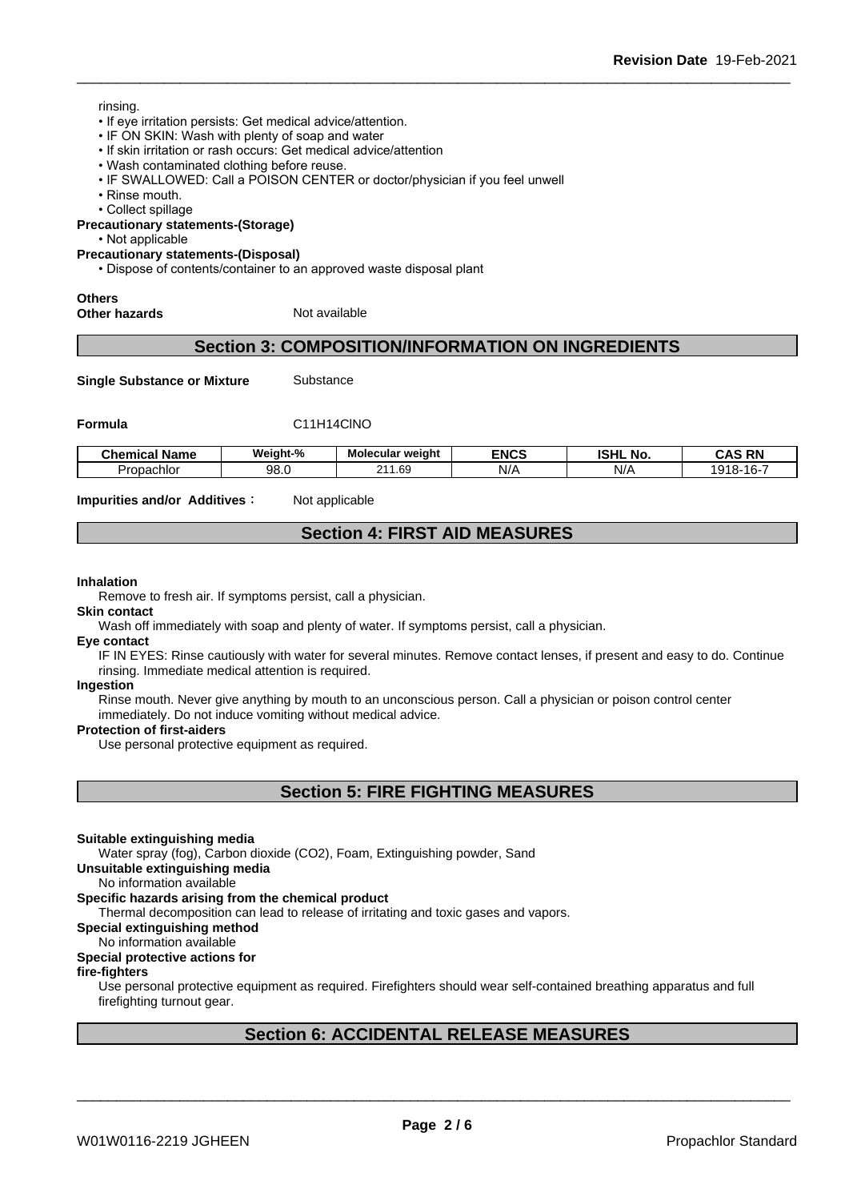rinsing.

- If eye irritation persists: Get medical advice/attention.
- IF ON SKIN: Wash with plenty of soap and water
- If skin irritation or rash occurs: Get medical advice/attention
- Wash contaminated clothing before reuse.
- IF SWALLOWED: Call a POISON CENTER or doctor/physician if you feel unwell
- Rinse mouth.
- Collect spillage

**Precautionary statements-(Storage)**

- Not applicable

**Precautionary statements-(Disposal)**

- Dispose of contents/container to an approved waste disposal plant

**Others**

**Other hazards** Not available

## Section 3: COMPOSITION/INFORMATION ON INGREDIENTS

**Single Substance or Mixture** Substance

**Formula** C11H14ClNO

| Chemical Name | Weight-% | Molecular weight | ENCS | ISHL No. | CAS RN |
|---|---|---|---|---|---|
| Propachlor | 98.0 | 211.69 | N/A | N/A | 1918-16-7 |

**Impurities and/or Additives**： Not applicable

## Section 4: FIRST AID MEASURES

**Inhalation**

Remove to fresh air. If symptoms persist, call a physician.

**Skin contact**

Wash off immediately with soap and plenty of water. If symptoms persist, call a physician.

**Eye contact**

IF IN EYES: Rinse cautiously with water for several minutes. Remove contact lenses, if present and easy to do. Continue rinsing. Immediate medical attention is required.

**Ingestion**

Rinse mouth. Never give anything by mouth to an unconscious person. Call a physician or poison control center immediately. Do not induce vomiting without medical advice.

**Protection of first-aiders**

Use personal protective equipment as required.

## Section 5: FIRE FIGHTING MEASURES

**Suitable extinguishing media**

Water spray (fog), Carbon dioxide (CO2), Foam, Extinguishing powder, Sand

**Unsuitable extinguishing media**

No information available

**Specific hazards arising from the chemical product**

Thermal decomposition can lead to release of irritating and toxic gases and vapors.

**Special extinguishing method**

No information available

**Special protective actions for fire-fighters**

Use personal protective equipment as required. Firefighters should wear self-contained breathing apparatus and full firefighting turnout gear.

## Section 6: ACCIDENTAL RELEASE MEASURES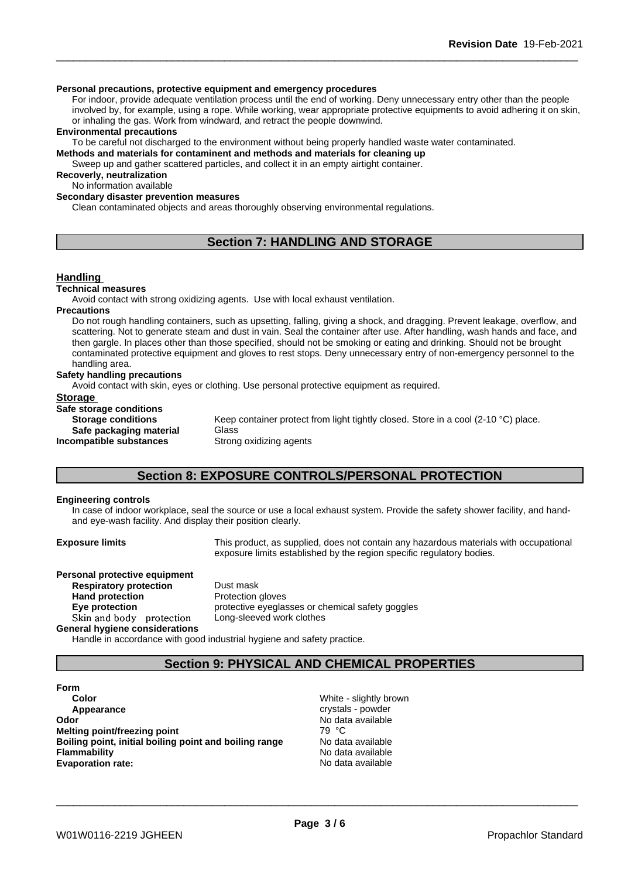**Personal precautions, protective equipment and emergency procedures**

For indoor, provide adequate ventilation process until the end of working. Deny unnecessary entry other than the people involved by, for example, using a rope. While working, wear appropriate protective equipments to avoid adhering it on skin, or inhaling the gas. Work from windward, and retract the people downwind.

**Environmental precautions**

To be careful not discharged to the environment without being properly handled waste water contaminated.

**Methods and materials for contaminent and methods and materials for cleaning up**

Sweep up and gather scattered particles, and collect it in an empty airtight container.

**Recoverly, neutralization**

No information available

**Secondary disaster prevention measures**

Clean contaminated objects and areas thoroughly observing environmental regulations.

## Section 7: HANDLING AND STORAGE

### Handling

**Technical measures**

Avoid contact with strong oxidizing agents. Use with local exhaust ventilation.

**Precautions**

Do not rough handling containers, such as upsetting, falling, giving a shock, and dragging. Prevent leakage, overflow, and scattering. Not to generate steam and dust in vain. Seal the container after use. After handling, wash hands and face, and then gargle. In places other than those specified, should not be smoking or eating and drinking. Should not be brought contaminated protective equipment and gloves to rest stops. Deny unnecessary entry of non-emergency personnel to the handling area.

**Safety handling precautions**

Avoid contact with skin, eyes or clothing. Use personal protective equipment as required.

### Storage

**Safe storage conditions**

| | |
|---|---|
| **Storage conditions** | Keep container protect from light tightly closed. Store in a cool (2-10 °C) place. |
| **Safe packaging material** | Glass |
| **Incompatible substances** | Strong oxidizing agents |

## Section 8: EXPOSURE CONTROLS/PERSONAL PROTECTION

**Engineering controls**

In case of indoor workplace, seal the source or use a local exhaust system. Provide the safety shower facility, and hand- and eye-wash facility. And display their position clearly.

**Exposure limits** This product, as supplied, does not contain any hazardous materials with occupational exposure limits established by the region specific regulatory bodies.

**Personal protective equipment**

| | |
|---|---|
| **Respiratory protection** | Dust mask |
| **Hand protection** | Protection gloves |
| **Eye protection** | protective eyeglasses or chemical safety goggles |
| **Skin and body protection** | Long-sleeved work clothes |

**General hygiene considerations**

Handle in accordance with good industrial hygiene and safety practice.

## Section 9: PHYSICAL AND CHEMICAL PROPERTIES

**Form**

| | |
|---|---|
| **Color** | White - slightly brown |
| **Appearance** | crystals - powder |
| **Odor** | No data available |
| **Melting point/freezing point** | 79 °C |
| **Boiling point, initial boiling point and boiling range** | No data available |
| **Flammability** | No data available |
| **Evaporation rate:** | No data available |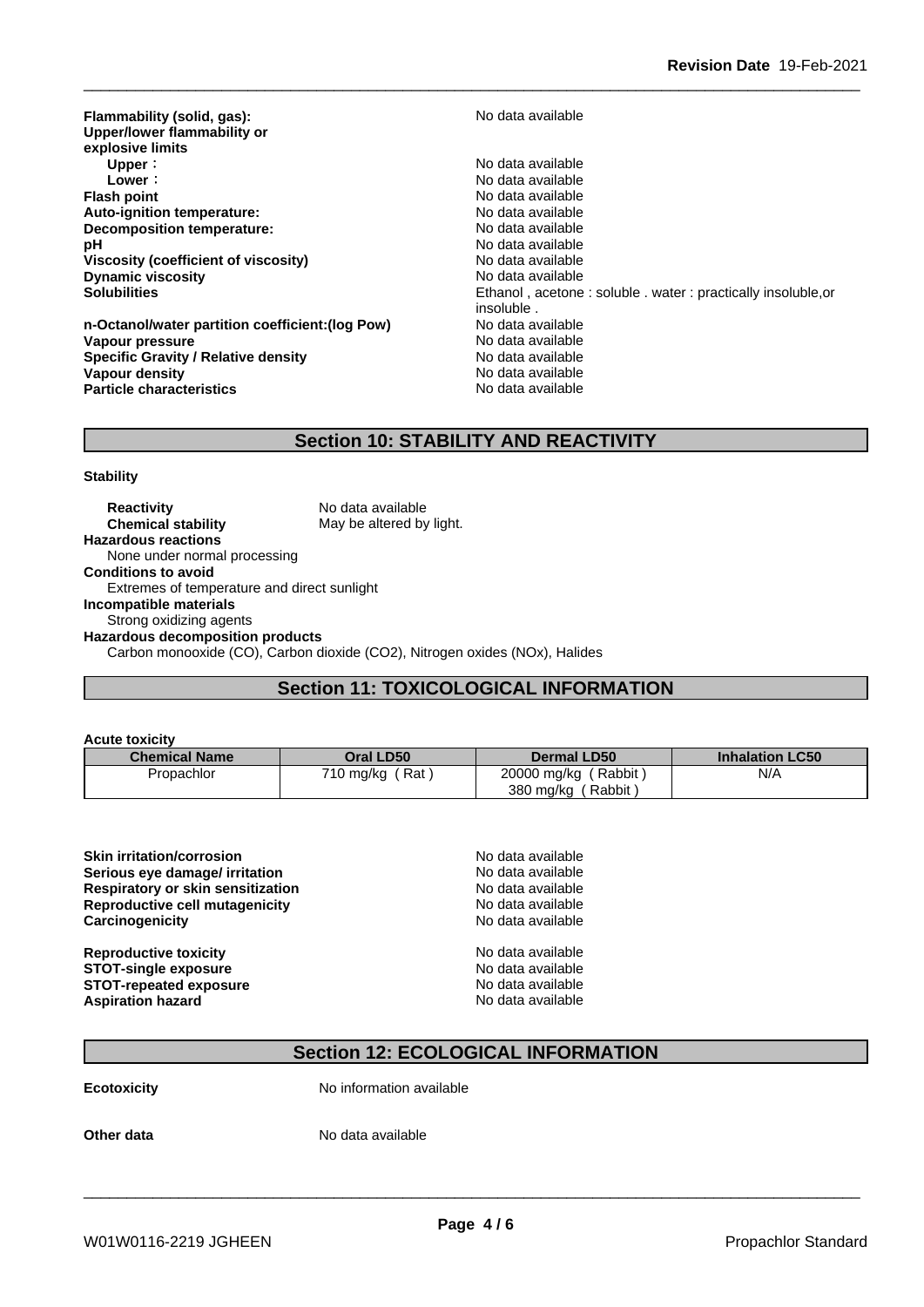| | |
|---|---|
| **Flammability (solid, gas):** | No data available |
| **Upper/lower flammability or explosive limits** | |
| **Upper**： | No data available |
| **Lower**： | No data available |
| **Flash point** | No data available |
| **Auto-ignition temperature:** | No data available |
| **Decomposition temperature:** | No data available |
| **pH** | No data available |
| **Viscosity (coefficient of viscosity)** | No data available |
| **Dynamic viscosity** | No data available |
| **Solubilities** | Ethanol , acetone : soluble . water : practically insoluble,or insoluble . |
| **n-Octanol/water partition coefficient:(log Pow)** | No data available |
| **Vapour pressure** | No data available |
| **Specific Gravity / Relative density** | No data available |
| **Vapour density** | No data available |
| **Particle characteristics** | No data available |

## Section 10: STABILITY AND REACTIVITY

**Stability**

**Reactivity** No data available

**Chemical stability** May be altered by light.

**Hazardous reactions**

None under normal processing

**Conditions to avoid**

Extremes of temperature and direct sunlight

**Incompatible materials**

Strong oxidizing agents

**Hazardous decomposition products**

Carbon monooxide (CO), Carbon dioxide ($CO_2$), Nitrogen oxides ($NO_x$), Halides

## Section 11: TOXICOLOGICAL INFORMATION

**Acute toxicity**

| Chemical Name | Oral LD50 | Dermal LD50 | Inhalation LC50 |
|---|---|---|---|
| Propachlor | 710 mg/kg ( Rat ) | 20000 mg/kg ( Rabbit )<br>380 mg/kg ( Rabbit ) | N/A |

| | |
|---|---|
| **Skin irritation/corrosion** | No data available |
| **Serious eye damage/ irritation** | No data available |
| **Respiratory or skin sensitization** | No data available |
| **Reproductive cell mutagenicity** | No data available |
| **Carcinogenicity** | No data available |
| **Reproductive toxicity** | No data available |
| **STOT-single exposure** | No data available |
| **STOT-repeated exposure** | No data available |
| **Aspiration hazard** | No data available |

## Section 12: ECOLOGICAL INFORMATION

**Ecotoxicity** No information available

**Other data** No data available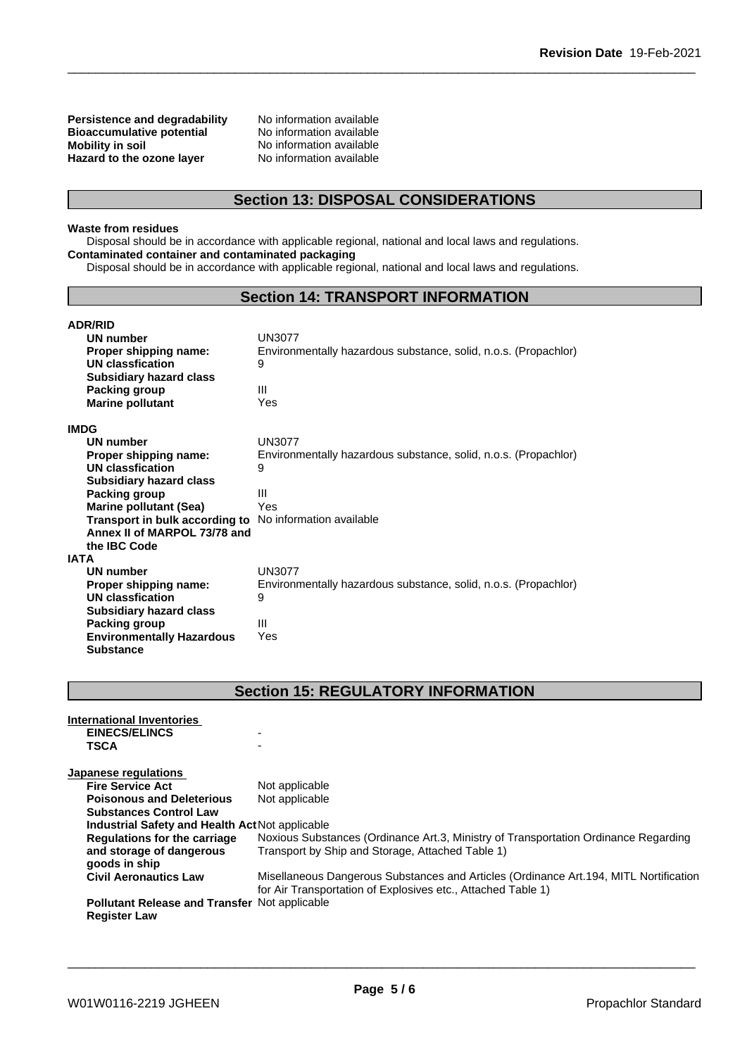| | |
|---|---|
| **Persistence and degradability** | No information available |
| **Bioaccumulative potential** | No information available |
| **Mobility in soil** | No information available |
| **Hazard to the ozone layer** | No information available |

## Section 13: DISPOSAL CONSIDERATIONS

**Waste from residues**

Disposal should be in accordance with applicable regional, national and local laws and regulations.

**Contaminated container and contaminated packaging**

Disposal should be in accordance with applicable regional, national and local laws and regulations.

## Section 14: TRANSPORT INFORMATION

**ADR/RID**

| | |
|---|---|
| **UN number** | UN3077 |
| **Proper shipping name:** | Environmentally hazardous substance, solid, n.o.s. (Propachlor) |
| **UN classfication** | 9 |
| **Subsidiary hazard class** | |
| **Packing group** | III |
| **Marine pollutant** | Yes |

**IMDG**

| | |
|---|---|
| **UN number** | UN3077 |
| **Proper shipping name:** | Environmentally hazardous substance, solid, n.o.s. (Propachlor) |
| **UN classfication** | 9 |
| **Subsidiary hazard class** | |
| **Packing group** | III |
| **Marine pollutant (Sea)** | Yes |
| **Transport in bulk according to Annex II of MARPOL 73/78 and the IBC Code** | No information available |

**IATA**

| | |
|---|---|
| **UN number** | UN3077 |
| **Proper shipping name:** | Environmentally hazardous substance, solid, n.o.s. (Propachlor) |
| **UN classfication** | 9 |
| **Subsidiary hazard class** | |
| **Packing group** | III |
| **Environmentally Hazardous Substance** | Yes |

## Section 15: REGULATORY INFORMATION

**International Inventories**

| | |
|---|---|
| **EINECS/ELINCS** | - |
| **TSCA** | - |

**Japanese regulations**

| | |
|---|---|
| **Fire Service Act** | Not applicable |
| **Poisonous and Deleterious Substances Control Law** | Not applicable |
| **Industrial Safety and Health Act** | Not applicable |
| **Regulations for the carriage and storage of dangerous goods in ship** | Noxious Substances (Ordinance Art.3, Ministry of Transportation Ordinance Regarding Transport by Ship and Storage, Attached Table 1) |
| **Civil Aeronautics Law** | Misellaneous Dangerous Substances and Articles (Ordinance Art.194, MITL Nortification for Air Transportation of Explosives etc., Attached Table 1) |
| **Pollutant Release and Transfer Register Law** | Not applicable |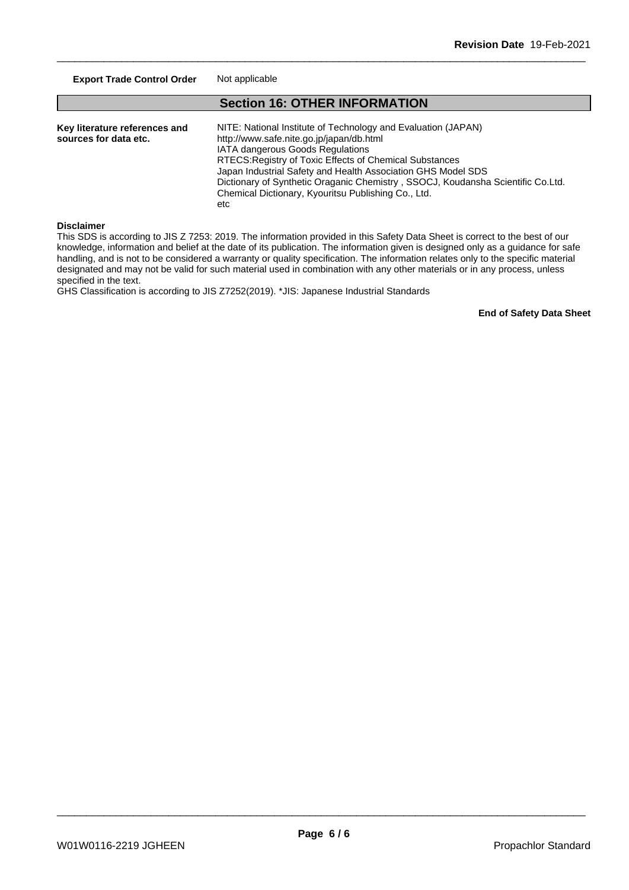**Export Trade Control Order** Not applicable

## Section 16: OTHER INFORMATION

**Key literature references and sources for data etc.**

NITE: National Institute of Technology and Evaluation (JAPAN)
http://www.safe.nite.go.jp/japan/db.html
IATA dangerous Goods Regulations
RTECS:Registry of Toxic Effects of Chemical Substances
Japan Industrial Safety and Health Association GHS Model SDS
Dictionary of Synthetic Oraganic Chemistry , SSOCJ, Koudansha Scientific Co.Ltd.
Chemical Dictionary, Kyouritsu Publishing Co., Ltd.
etc

**Disclaimer**

This SDS is according to JIS Z 7253: 2019. The information provided in this Safety Data Sheet is correct to the best of our knowledge, information and belief at the date of its publication. The information given is designed only as a guidance for safe handling, and is not to be considered a warranty or quality specification. The information relates only to the specific material designated and may not be valid for such material used in combination with any other materials or in any process, unless specified in the text.

GHS Classification is according to JIS Z7252(2019). *JIS: Japanese Industrial Standards

**End of Safety Data Sheet**